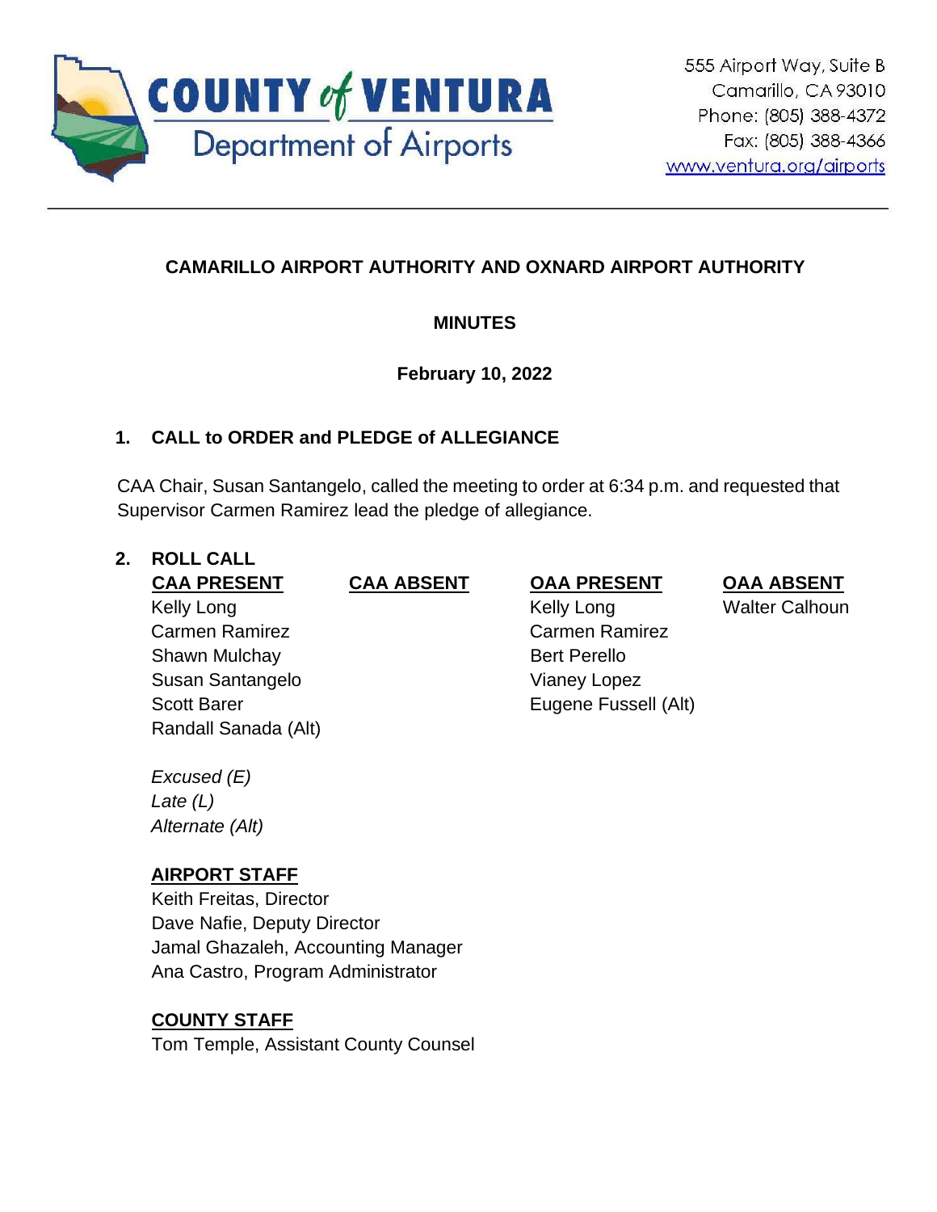COUNTY of VENTURA
Department of Airports

555 Airport Way, Suite B
Camarillo, CA 93010
Phone: (805) 388-4372
Fax: (805) 388-4366
www.ventura.org/airports

---

**CAMARILLO AIRPORT AUTHORITY AND OXNARD AIRPORT AUTHORITY**

**MINUTES**

**February 10, 2022**

## 1. CALL to ORDER and PLEDGE of ALLEGIANCE

CAA Chair, Susan Santangelo, called the meeting to order at 6:34 p.m. and requested that Supervisor Carmen Ramirez lead the pledge of allegiance.

## 2. ROLL CALL

| CAA PRESENT | CAA ABSENT | OAA PRESENT | OAA ABSENT |
|---|---|---|---|
| Kelly Long | | Kelly Long | Walter Calhoun |
| Carmen Ramirez | | Carmen Ramirez | |
| Shawn Mulchay | | Bert Perello | |
| Susan Santangelo | | Vianey Lopez | |
| Scott Barer | | Eugene Fussell (Alt) | |
| Randall Sanada (Alt) | | | |

*Excused (E)*
*Late (L)*
*Alternate (Alt)*

**AIRPORT STAFF**

Keith Freitas, Director
Dave Nafie, Deputy Director
Jamal Ghazaleh, Accounting Manager
Ana Castro, Program Administrator

**COUNTY STAFF**

Tom Temple, Assistant County Counsel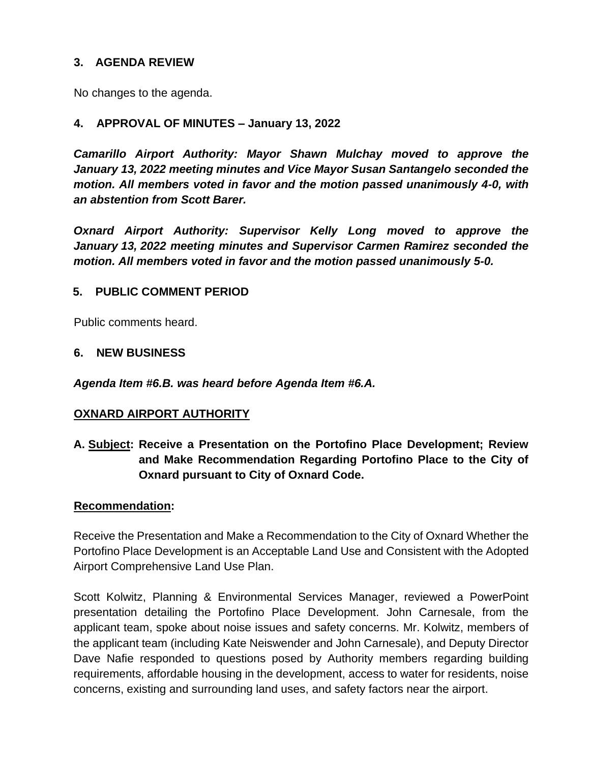### 3. AGENDA REVIEW

No changes to the agenda.

### 4. APPROVAL OF MINUTES – January 13, 2022

***Camarillo Airport Authority: Mayor Shawn Mulchay moved to approve the January 13, 2022 meeting minutes and Vice Mayor Susan Santangelo seconded the motion. All members voted in favor and the motion passed unanimously 4-0, with an abstention from Scott Barer.***

***Oxnard Airport Authority: Supervisor Kelly Long moved to approve the January 13, 2022 meeting minutes and Supervisor Carmen Ramirez seconded the motion. All members voted in favor and the motion passed unanimously 5-0.***

### 5. PUBLIC COMMENT PERIOD

Public comments heard.

### 6. NEW BUSINESS

***Agenda Item #6.B. was heard before Agenda Item #6.A.***

**OXNARD AIRPORT AUTHORITY**

**A. Subject: Receive a Presentation on the Portofino Place Development; Review and Make Recommendation Regarding Portofino Place to the City of Oxnard pursuant to City of Oxnard Code.**

**Recommendation:**

Receive the Presentation and Make a Recommendation to the City of Oxnard Whether the Portofino Place Development is an Acceptable Land Use and Consistent with the Adopted Airport Comprehensive Land Use Plan.

Scott Kolwitz, Planning & Environmental Services Manager, reviewed a PowerPoint presentation detailing the Portofino Place Development. John Carnesale, from the applicant team, spoke about noise issues and safety concerns. Mr. Kolwitz, members of the applicant team (including Kate Neiswender and John Carnesale), and Deputy Director Dave Nafie responded to questions posed by Authority members regarding building requirements, affordable housing in the development, access to water for residents, noise concerns, existing and surrounding land uses, and safety factors near the airport.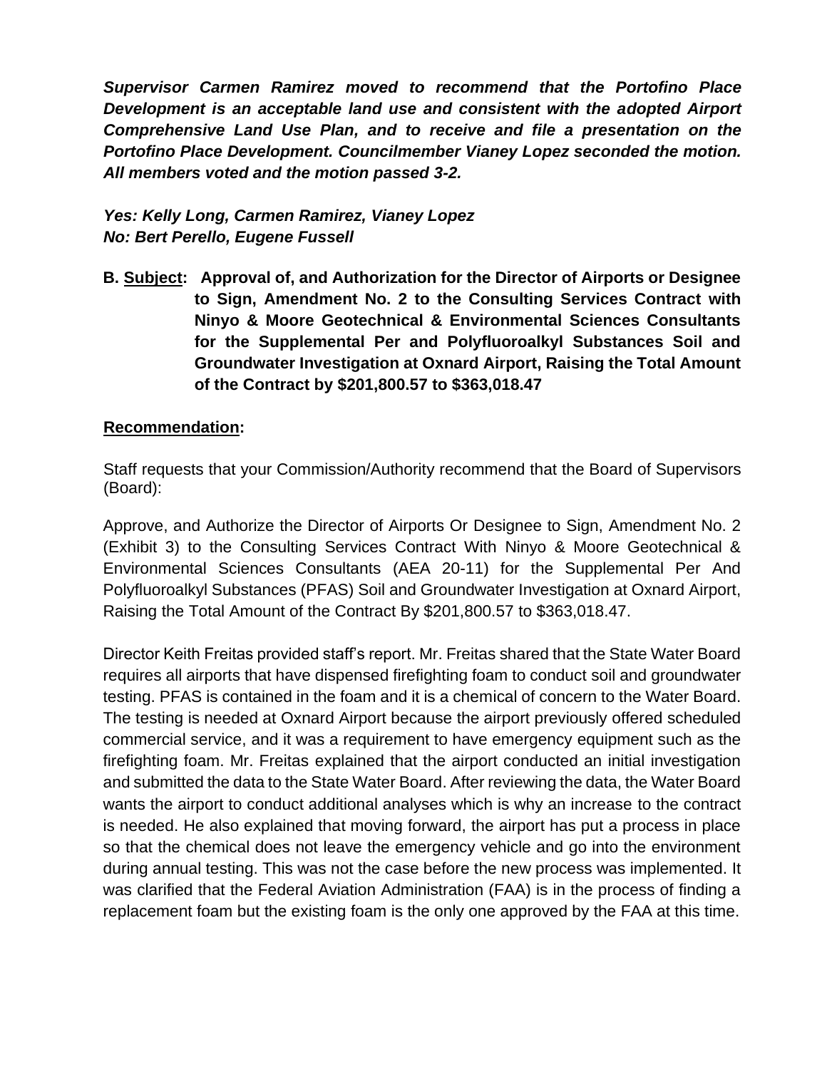***Supervisor Carmen Ramirez moved to recommend that the Portofino Place Development is an acceptable land use and consistent with the adopted Airport Comprehensive Land Use Plan, and to receive and file a presentation on the Portofino Place Development. Councilmember Vianey Lopez seconded the motion. All members voted and the motion passed 3-2.***

***Yes: Kelly Long, Carmen Ramirez, Vianey Lopez***
***No: Bert Perello, Eugene Fussell***

**B. <u>Subject</u>: Approval of, and Authorization for the Director of Airports or Designee to Sign, Amendment No. 2 to the Consulting Services Contract with Ninyo & Moore Geotechnical & Environmental Sciences Consultants for the Supplemental Per and Polyfluoroalkyl Substances Soil and Groundwater Investigation at Oxnard Airport, Raising the Total Amount of the Contract by $201,800.57 to $363,018.47**

**<u>Recommendation</u>:**

Staff requests that your Commission/Authority recommend that the Board of Supervisors (Board):

Approve, and Authorize the Director of Airports Or Designee to Sign, Amendment No. 2 (Exhibit 3) to the Consulting Services Contract With Ninyo & Moore Geotechnical & Environmental Sciences Consultants (AEA 20-11) for the Supplemental Per And Polyfluoroalkyl Substances (PFAS) Soil and Groundwater Investigation at Oxnard Airport, Raising the Total Amount of the Contract By $201,800.57 to $363,018.47.

Director Keith Freitas provided staff's report. Mr. Freitas shared that the State Water Board requires all airports that have dispensed firefighting foam to conduct soil and groundwater testing. PFAS is contained in the foam and it is a chemical of concern to the Water Board. The testing is needed at Oxnard Airport because the airport previously offered scheduled commercial service, and it was a requirement to have emergency equipment such as the firefighting foam. Mr. Freitas explained that the airport conducted an initial investigation and submitted the data to the State Water Board. After reviewing the data, the Water Board wants the airport to conduct additional analyses which is why an increase to the contract is needed. He also explained that moving forward, the airport has put a process in place so that the chemical does not leave the emergency vehicle and go into the environment during annual testing. This was not the case before the new process was implemented. It was clarified that the Federal Aviation Administration (FAA) is in the process of finding a replacement foam but the existing foam is the only one approved by the FAA at this time.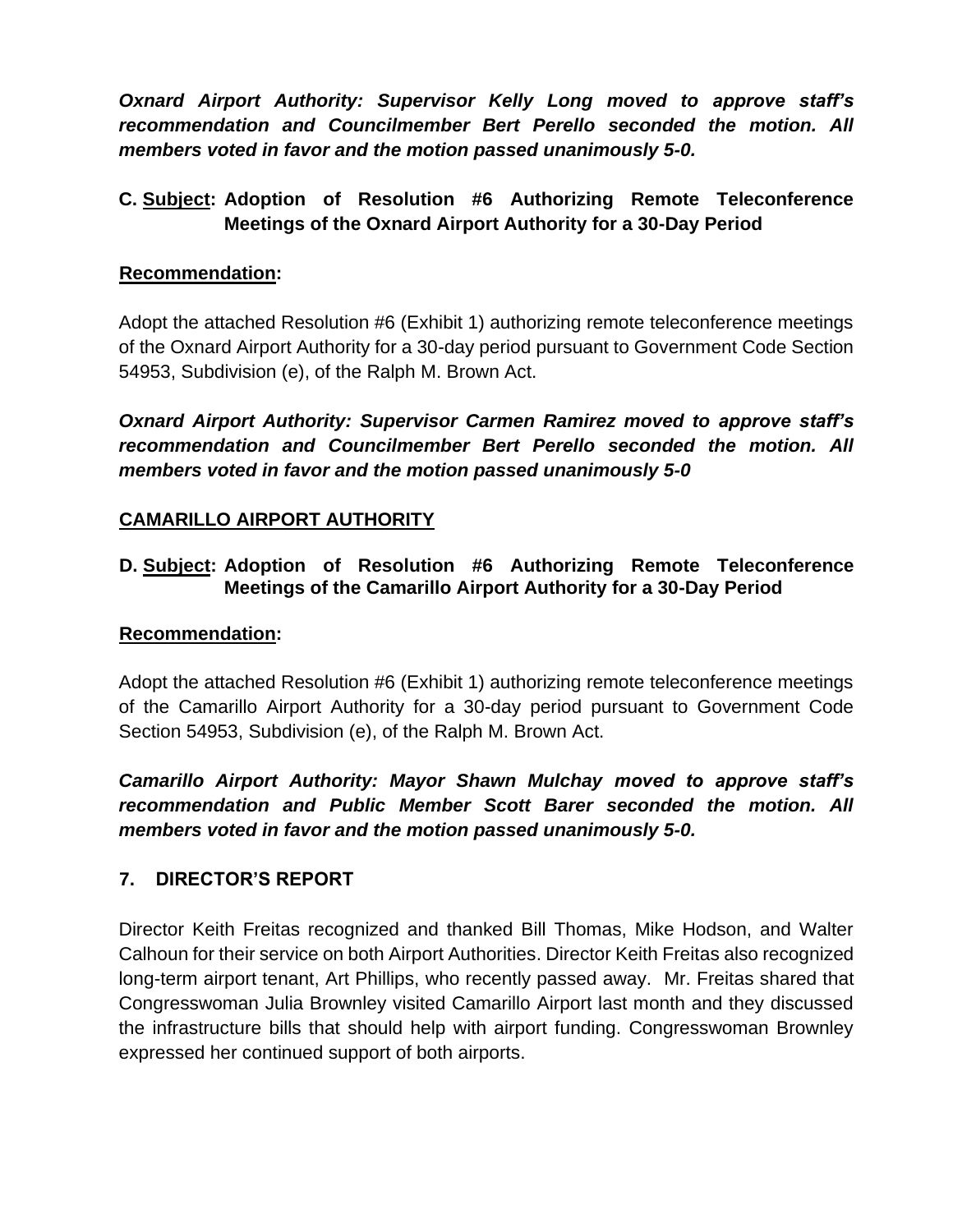***Oxnard Airport Authority: Supervisor Kelly Long moved to approve staff's recommendation and Councilmember Bert Perello seconded the motion. All members voted in favor and the motion passed unanimously 5-0.***

**C. <u>Subject</u>: Adoption of Resolution #6 Authorizing Remote Teleconference Meetings of the Oxnard Airport Authority for a 30-Day Period**

**<u>Recommendation</u>:**

Adopt the attached Resolution #6 (Exhibit 1) authorizing remote teleconference meetings of the Oxnard Airport Authority for a 30-day period pursuant to Government Code Section 54953, Subdivision (e), of the Ralph M. Brown Act.

***Oxnard Airport Authority: Supervisor Carmen Ramirez moved to approve staff's recommendation and Councilmember Bert Perello seconded the motion. All members voted in favor and the motion passed unanimously 5-0***

## <u>CAMARILLO AIRPORT AUTHORITY</u>

**D. <u>Subject</u>: Adoption of Resolution #6 Authorizing Remote Teleconference Meetings of the Camarillo Airport Authority for a 30-Day Period**

**<u>Recommendation</u>:**

Adopt the attached Resolution #6 (Exhibit 1) authorizing remote teleconference meetings of the Camarillo Airport Authority for a 30-day period pursuant to Government Code Section 54953, Subdivision (e), of the Ralph M. Brown Act.

***Camarillo Airport Authority: Mayor Shawn Mulchay moved to approve staff's recommendation and Public Member Scott Barer seconded the motion. All members voted in favor and the motion passed unanimously 5-0.***

## 7. DIRECTOR'S REPORT

Director Keith Freitas recognized and thanked Bill Thomas, Mike Hodson, and Walter Calhoun for their service on both Airport Authorities. Director Keith Freitas also recognized long-term airport tenant, Art Phillips, who recently passed away. Mr. Freitas shared that Congresswoman Julia Brownley visited Camarillo Airport last month and they discussed the infrastructure bills that should help with airport funding. Congresswoman Brownley expressed her continued support of both airports.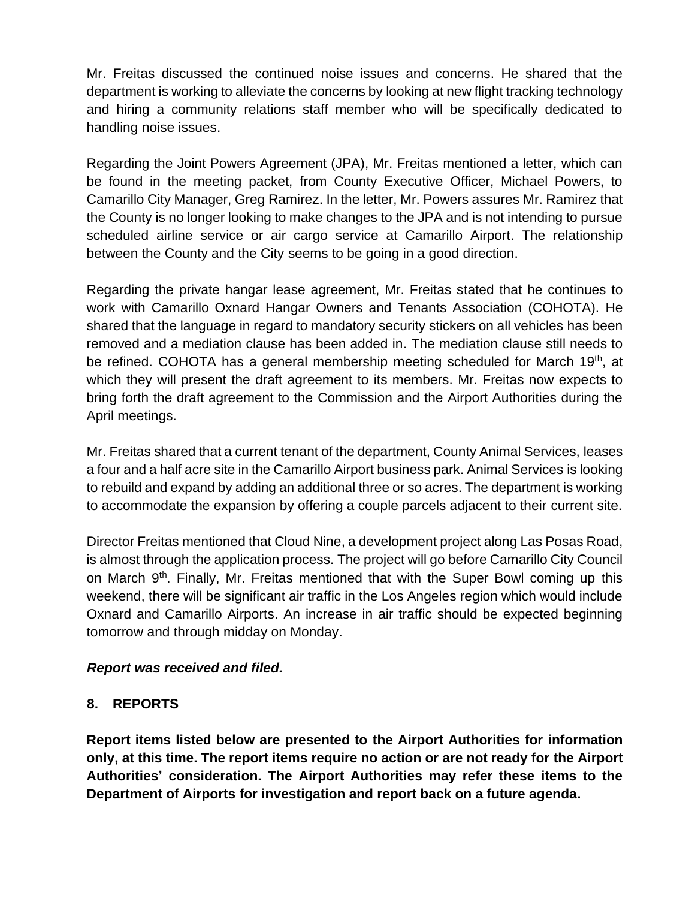Mr. Freitas discussed the continued noise issues and concerns. He shared that the department is working to alleviate the concerns by looking at new flight tracking technology and hiring a community relations staff member who will be specifically dedicated to handling noise issues.

Regarding the Joint Powers Agreement (JPA), Mr. Freitas mentioned a letter, which can be found in the meeting packet, from County Executive Officer, Michael Powers, to Camarillo City Manager, Greg Ramirez. In the letter, Mr. Powers assures Mr. Ramirez that the County is no longer looking to make changes to the JPA and is not intending to pursue scheduled airline service or air cargo service at Camarillo Airport. The relationship between the County and the City seems to be going in a good direction.

Regarding the private hangar lease agreement, Mr. Freitas stated that he continues to work with Camarillo Oxnard Hangar Owners and Tenants Association (COHOTA). He shared that the language in regard to mandatory security stickers on all vehicles has been removed and a mediation clause has been added in. The mediation clause still needs to be refined. COHOTA has a general membership meeting scheduled for March 19th, at which they will present the draft agreement to its members. Mr. Freitas now expects to bring forth the draft agreement to the Commission and the Airport Authorities during the April meetings.

Mr. Freitas shared that a current tenant of the department, County Animal Services, leases a four and a half acre site in the Camarillo Airport business park. Animal Services is looking to rebuild and expand by adding an additional three or so acres. The department is working to accommodate the expansion by offering a couple parcels adjacent to their current site.

Director Freitas mentioned that Cloud Nine, a development project along Las Posas Road, is almost through the application process. The project will go before Camarillo City Council on March 9th. Finally, Mr. Freitas mentioned that with the Super Bowl coming up this weekend, there will be significant air traffic in the Los Angeles region which would include Oxnard and Camarillo Airports. An increase in air traffic should be expected beginning tomorrow and through midday on Monday.

***Report was received and filed.***

## 8. REPORTS

**Report items listed below are presented to the Airport Authorities for information only, at this time. The report items require no action or are not ready for the Airport Authorities' consideration. The Airport Authorities may refer these items to the Department of Airports for investigation and report back on a future agenda.**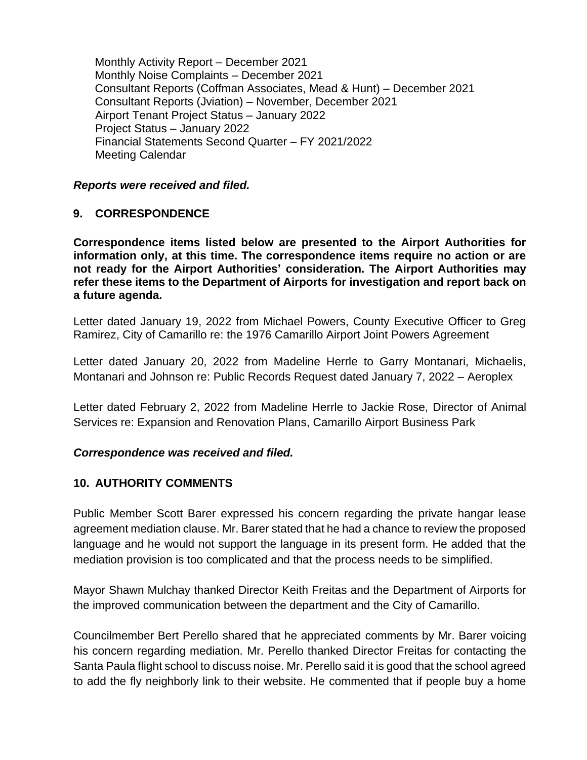Monthly Activity Report – December 2021
Monthly Noise Complaints – December 2021
Consultant Reports (Coffman Associates, Mead & Hunt) – December 2021
Consultant Reports (Jviation) – November, December 2021
Airport Tenant Project Status – January 2022
Project Status – January 2022
Financial Statements Second Quarter – FY 2021/2022
Meeting Calendar

***Reports were received and filed.***

## 9. CORRESPONDENCE

**Correspondence items listed below are presented to the Airport Authorities for information only, at this time. The correspondence items require no action or are not ready for the Airport Authorities' consideration. The Airport Authorities may refer these items to the Department of Airports for investigation and report back on a future agenda.**

Letter dated January 19, 2022 from Michael Powers, County Executive Officer to Greg Ramirez, City of Camarillo re: the 1976 Camarillo Airport Joint Powers Agreement

Letter dated January 20, 2022 from Madeline Herrle to Garry Montanari, Michaelis, Montanari and Johnson re: Public Records Request dated January 7, 2022 – Aeroplex

Letter dated February 2, 2022 from Madeline Herrle to Jackie Rose, Director of Animal Services re: Expansion and Renovation Plans, Camarillo Airport Business Park

***Correspondence was received and filed.***

## 10. AUTHORITY COMMENTS

Public Member Scott Barer expressed his concern regarding the private hangar lease agreement mediation clause. Mr. Barer stated that he had a chance to review the proposed language and he would not support the language in its present form. He added that the mediation provision is too complicated and that the process needs to be simplified.

Mayor Shawn Mulchay thanked Director Keith Freitas and the Department of Airports for the improved communication between the department and the City of Camarillo.

Councilmember Bert Perello shared that he appreciated comments by Mr. Barer voicing his concern regarding mediation. Mr. Perello thanked Director Freitas for contacting the Santa Paula flight school to discuss noise. Mr. Perello said it is good that the school agreed to add the fly neighborly link to their website. He commented that if people buy a home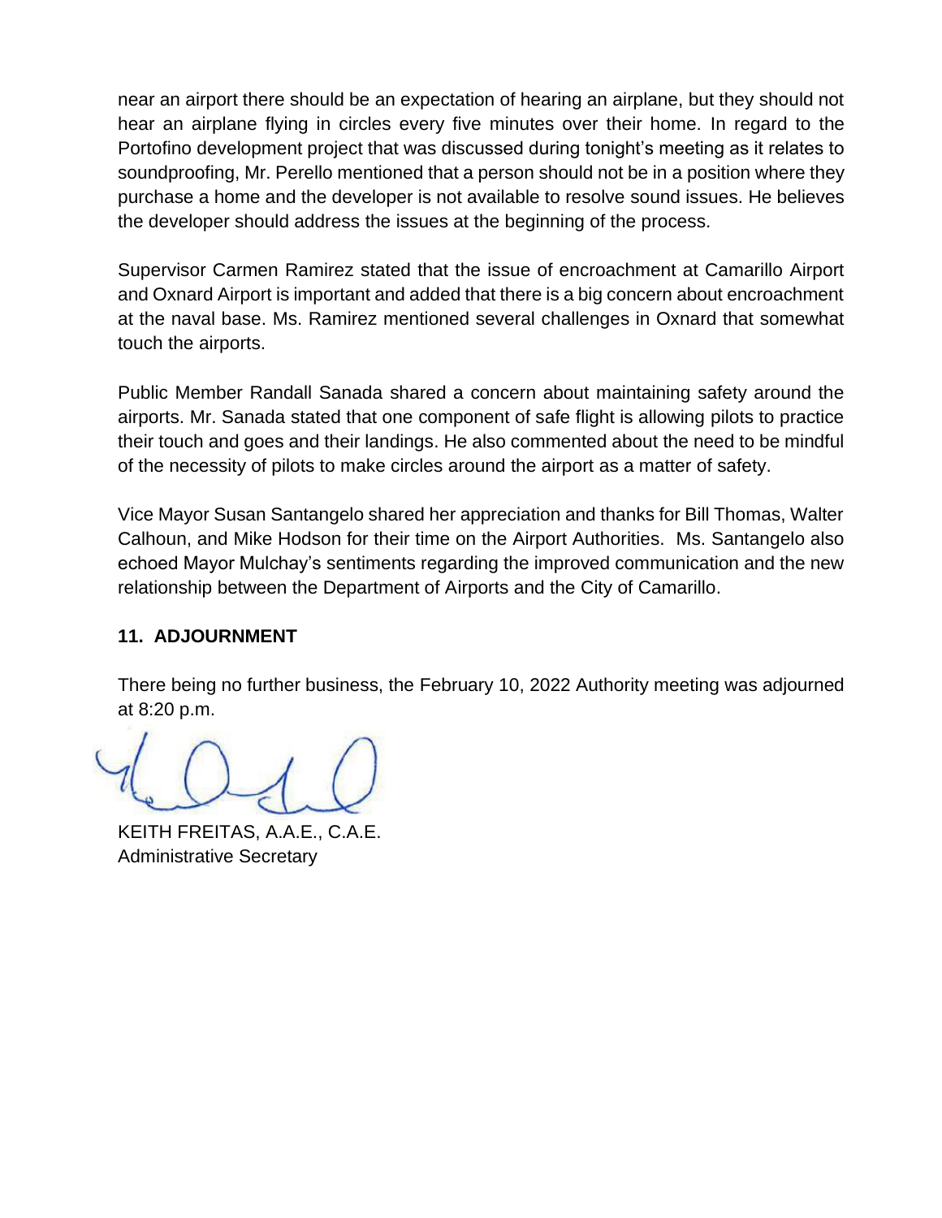near an airport there should be an expectation of hearing an airplane, but they should not hear an airplane flying in circles every five minutes over their home. In regard to the Portofino development project that was discussed during tonight's meeting as it relates to soundproofing, Mr. Perello mentioned that a person should not be in a position where they purchase a home and the developer is not available to resolve sound issues. He believes the developer should address the issues at the beginning of the process.

Supervisor Carmen Ramirez stated that the issue of encroachment at Camarillo Airport and Oxnard Airport is important and added that there is a big concern about encroachment at the naval base. Ms. Ramirez mentioned several challenges in Oxnard that somewhat touch the airports.

Public Member Randall Sanada shared a concern about maintaining safety around the airports. Mr. Sanada stated that one component of safe flight is allowing pilots to practice their touch and goes and their landings. He also commented about the need to be mindful of the necessity of pilots to make circles around the airport as a matter of safety.

Vice Mayor Susan Santangelo shared her appreciation and thanks for Bill Thomas, Walter Calhoun, and Mike Hodson for their time on the Airport Authorities. Ms. Santangelo also echoed Mayor Mulchay's sentiments regarding the improved communication and the new relationship between the Department of Airports and the City of Camarillo.

**11. ADJOURNMENT**

There being no further business, the February 10, 2022 Authority meeting was adjourned at 8:20 p.m.

KEITH FREITAS, A.A.E., C.A.E.
Administrative Secretary